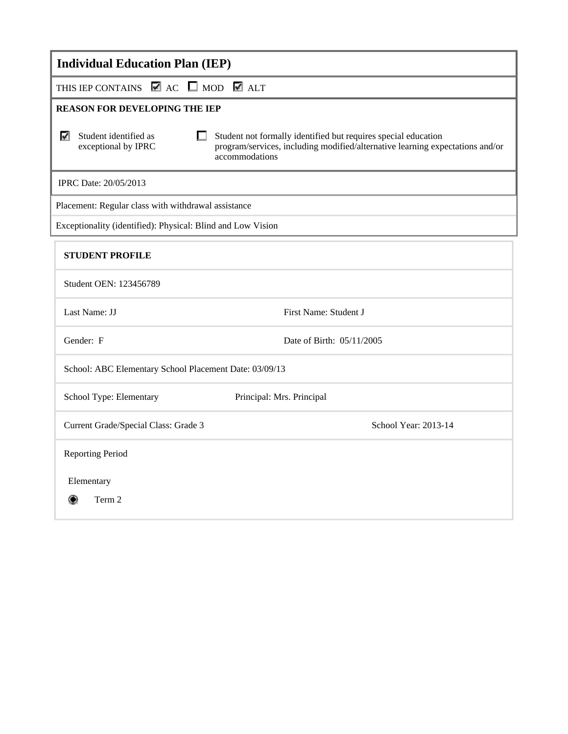# Individual Education Plan (IEP)

THIS IEP CONTAINS ☑ AC ☐ MOD ☑ ALT

**REASON FOR DEVELOPING THE IEP**

☑ Student identified as exceptional by IPRC

☐ Student not formally identified but requires special education program/services, including modified/alternative learning expectations and/or accommodations

IPRC Date: 20/05/2013

Placement: Regular class with withdrawal assistance

Exceptionality (identified): Physical: Blind and Low Vision

**STUDENT PROFILE**

Student OEN: 123456789

| Last Name: JJ | First Name: Student J |
|---|---|
| Gender: F | Date of Birth: 05/11/2005 |

School: ABC Elementary School Placement Date: 03/09/13

| School Type: Elementary | Principal: Mrs. Principal |
|---|---|
| Current Grade/Special Class: Grade 3 | School Year: 2013-14 |

Reporting Period

Elementary

◉ Term 2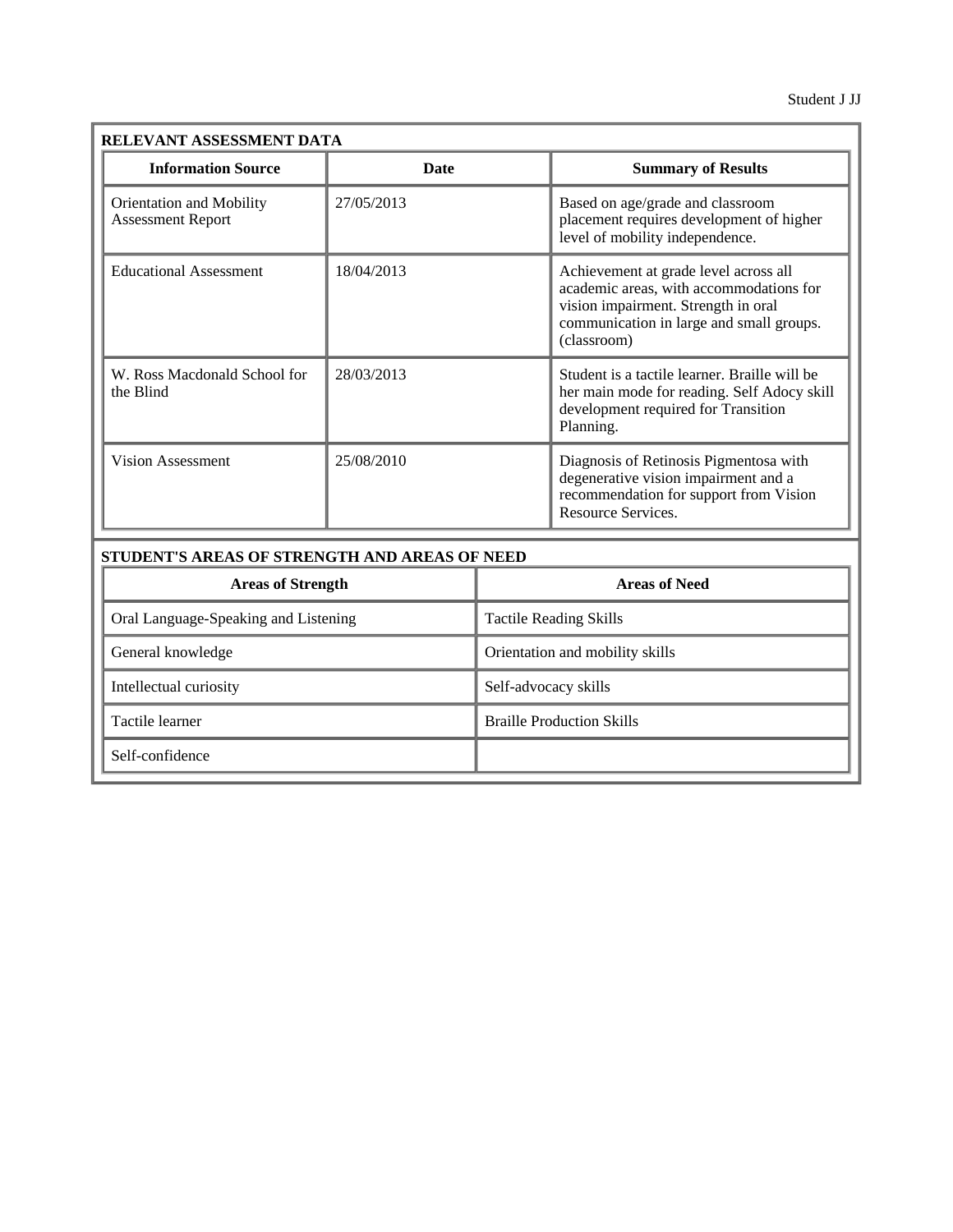## RELEVANT ASSESSMENT DATA

| Information Source | Date | Summary of Results |
|---|---|---|
| Orientation and Mobility Assessment Report | 27/05/2013 | Based on age/grade and classroom placement requires development of higher level of mobility independence. |
| Educational Assessment | 18/04/2013 | Achievement at grade level across all academic areas, with accommodations for vision impairment. Strength in oral communication in large and small groups. (classroom) |
| W. Ross Macdonald School for the Blind | 28/03/2013 | Student is a tactile learner. Braille will be her main mode for reading. Self Adocy skill development required for Transition Planning. |
| Vision Assessment | 25/08/2010 | Diagnosis of Retinosis Pigmentosa with degenerative vision impairment and a recommendation for support from Vision Resource Services. |

## STUDENT'S AREAS OF STRENGTH AND AREAS OF NEED

| Areas of Strength | Areas of Need |
|---|---|
| Oral Language-Speaking and Listening | Tactile Reading Skills |
| General knowledge | Orientation and mobility skills |
| Intellectual curiosity | Self-advocacy skills |
| Tactile learner | Braille Production Skills |
| Self-confidence | |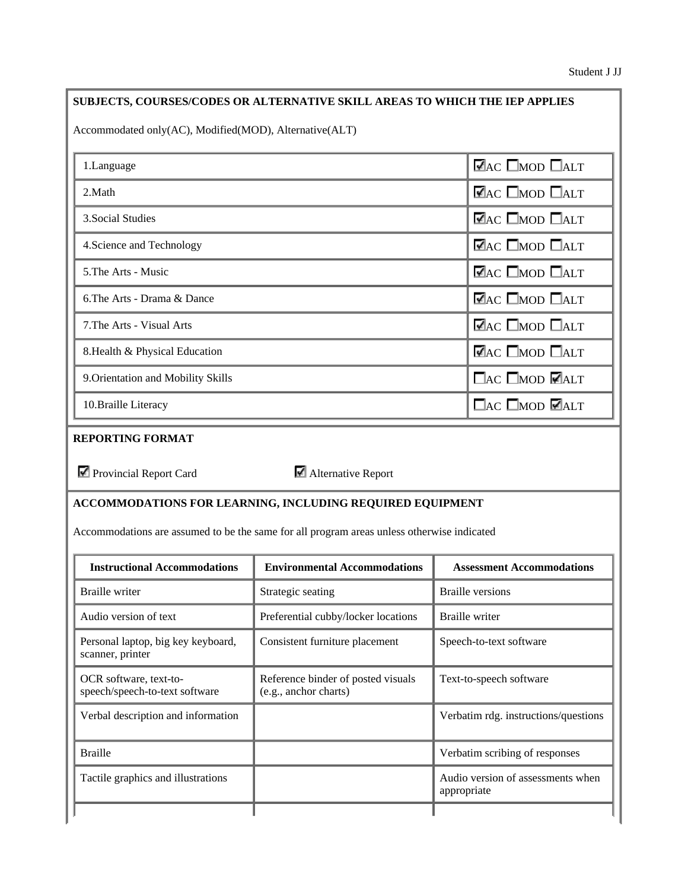## SUBJECTS, COURSES/CODES OR ALTERNATIVE SKILL AREAS TO WHICH THE IEP APPLIES

Accommodated only(AC), Modified(MOD), Alternative(ALT)

| Subject | |
|---|---|
| 1.Language | ☑AC ☐MOD ☐ALT |
| 2.Math | ☑AC ☐MOD ☐ALT |
| 3.Social Studies | ☑AC ☐MOD ☐ALT |
| 4.Science and Technology | ☑AC ☐MOD ☐ALT |
| 5.The Arts - Music | ☑AC ☐MOD ☐ALT |
| 6.The Arts - Drama & Dance | ☑AC ☐MOD ☐ALT |
| 7.The Arts - Visual Arts | ☑AC ☐MOD ☐ALT |
| 8.Health & Physical Education | ☑AC ☐MOD ☐ALT |
| 9.Orientation and Mobility Skills | ☐AC ☐MOD ☑ALT |
| 10.Braille Literacy | ☐AC ☐MOD ☑ALT |

## REPORTING FORMAT

☑ Provincial Report Card ☑ Alternative Report

## ACCOMMODATIONS FOR LEARNING, INCLUDING REQUIRED EQUIPMENT

Accommodations are assumed to be the same for all program areas unless otherwise indicated

| Instructional Accommodations | Environmental Accommodations | Assessment Accommodations |
|---|---|---|
| Braille writer | Strategic seating | Braille versions |
| Audio version of text | Preferential cubby/locker locations | Braille writer |
| Personal laptop, big key keyboard, scanner, printer | Consistent furniture placement | Speech-to-text software |
| OCR software, text-to-speech/speech-to-text software | Reference binder of posted visuals (e.g., anchor charts) | Text-to-speech software |
| Verbal description and information | | Verbatim rdg. instructions/questions |
| Braille | | Verbatim scribing of responses |
| Tactile graphics and illustrations | | Audio version of assessments when appropriate |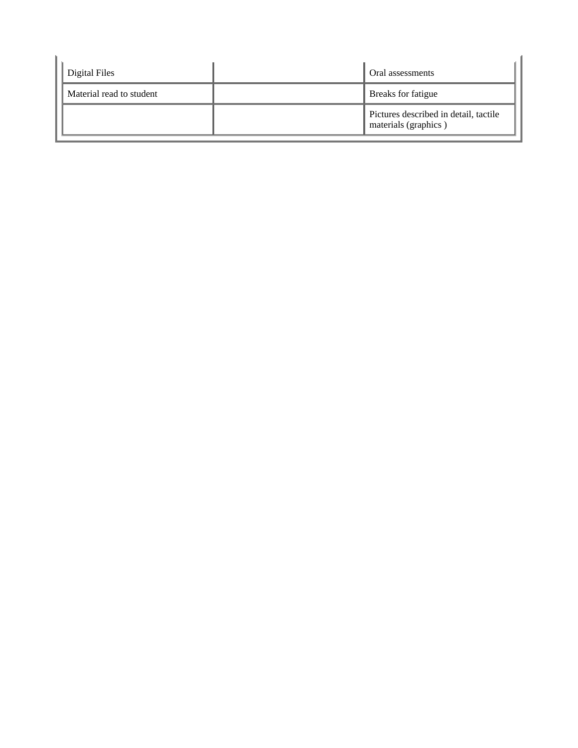| | | |
|---|---|---|
| Digital Files | | Oral assessments |
| Material read to student | | Breaks for fatigue |
| | | Pictures described in detail, tactile materials (graphics ) |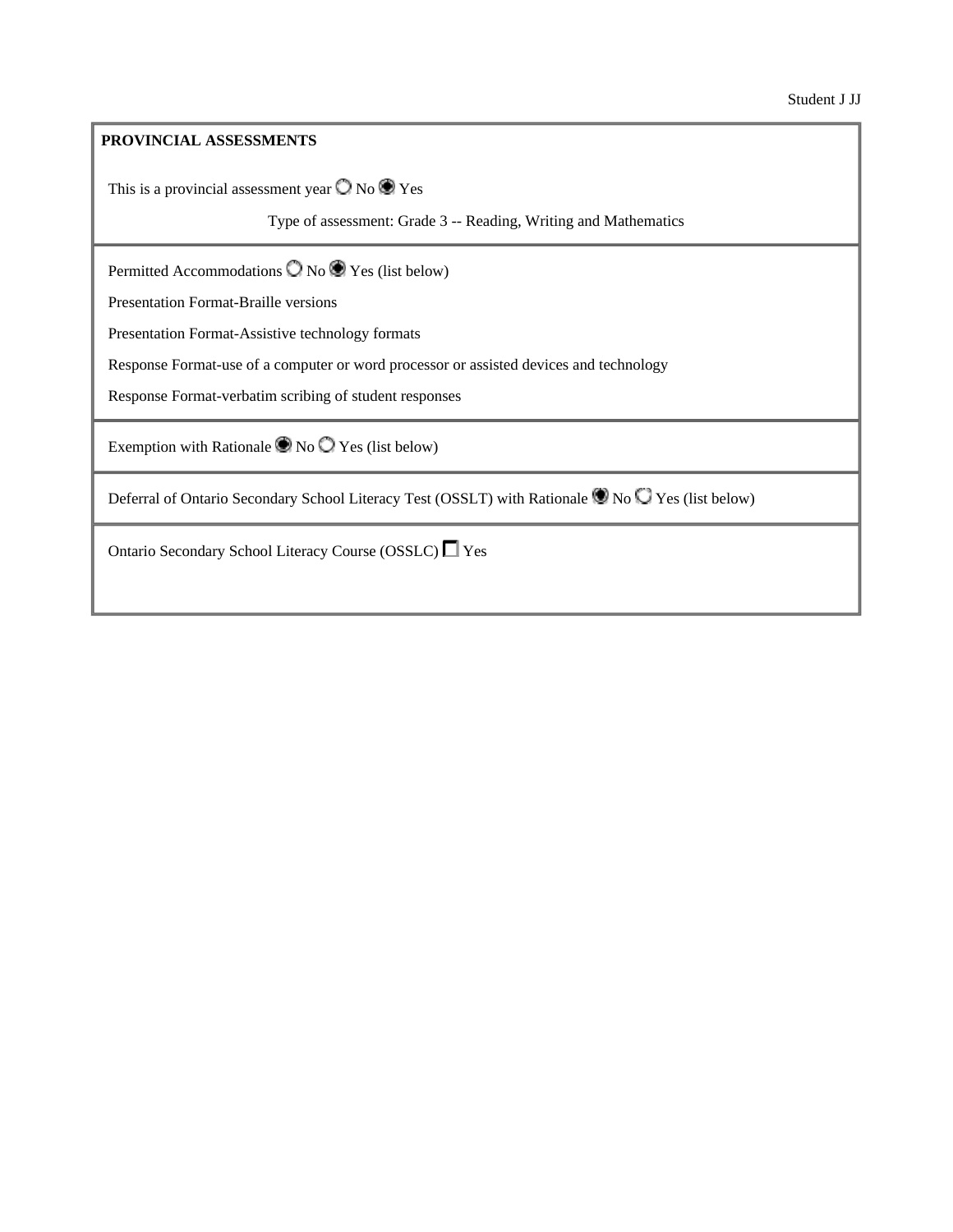**PROVINCIAL ASSESSMENTS**

This is a provincial assessment year ○ No ◉ Yes

Type of assessment: Grade 3 -- Reading, Writing and Mathematics

Permitted Accommodations ○ No ◉ Yes (list below)

Presentation Format-Braille versions

Presentation Format-Assistive technology formats

Response Format-use of a computer or word processor or assisted devices and technology

Response Format-verbatim scribing of student responses

Exemption with Rationale ◉ No ○ Yes (list below)

Deferral of Ontario Secondary School Literacy Test (OSSLT) with Rationale ◉ No ○ Yes (list below)

Ontario Secondary School Literacy Course (OSSLC) ☐ Yes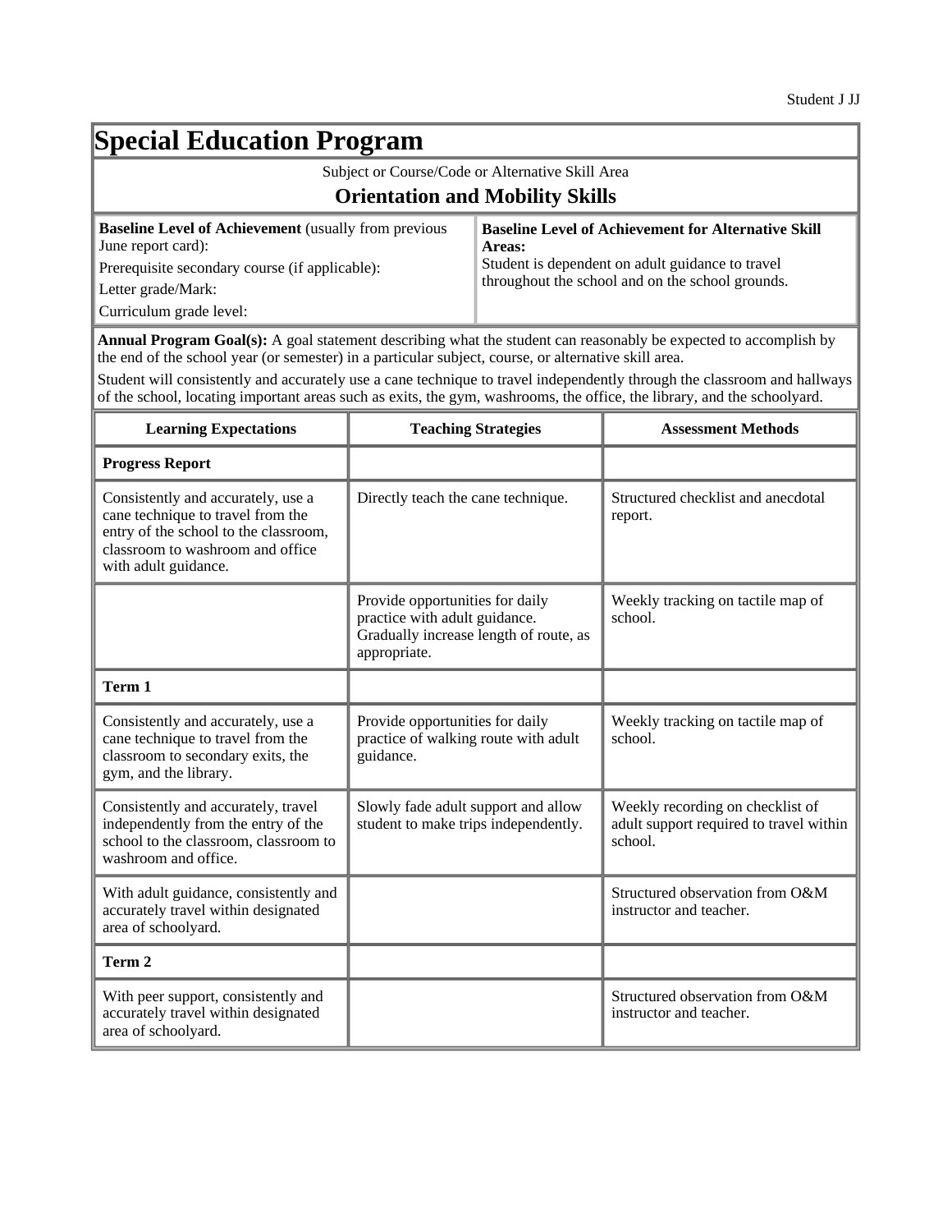Student J JJ

# Special Education Program

Subject or Course/Code or Alternative Skill Area

## Orientation and Mobility Skills

| **Baseline Level of Achievement** (usually from previous June report card): | **Baseline Level of Achievement for Alternative Skill Areas:** |
|---|---|
| Prerequisite secondary course (if applicable): <br> Letter grade/Mark: <br> Curriculum grade level: | Student is dependent on adult guidance to travel throughout the school and on the school grounds. |

**Annual Program Goal(s):** A goal statement describing what the student can reasonably be expected to accomplish by the end of the school year (or semester) in a particular subject, course, or alternative skill area.

Student will consistently and accurately use a cane technique to travel independently through the classroom and hallways of the school, locating important areas such as exits, the gym, washrooms, the office, the library, and the schoolyard.

| Learning Expectations | Teaching Strategies | Assessment Methods |
|---|---|---|
| **Progress Report** | | |
| Consistently and accurately, use a cane technique to travel from the entry of the school to the classroom, classroom to washroom and office with adult guidance. | Directly teach the cane technique. | Structured checklist and anecdotal report. |
| | Provide opportunities for daily practice with adult guidance. Gradually increase length of route, as appropriate. | Weekly tracking on tactile map of school. |
| **Term 1** | | |
| Consistently and accurately, use a cane technique to travel from the classroom to secondary exits, the gym, and the library. | Provide opportunities for daily practice of walking route with adult guidance. | Weekly tracking on tactile map of school. |
| Consistently and accurately, travel independently from the entry of the school to the classroom, classroom to washroom and office. | Slowly fade adult support and allow student to make trips independently. | Weekly recording on checklist of adult support required to travel within school. |
| With adult guidance, consistently and accurately travel within designated area of schoolyard. | | Structured observation from O&M instructor and teacher. |
| **Term 2** | | |
| With peer support, consistently and accurately travel within designated area of schoolyard. | | Structured observation from O&M instructor and teacher. |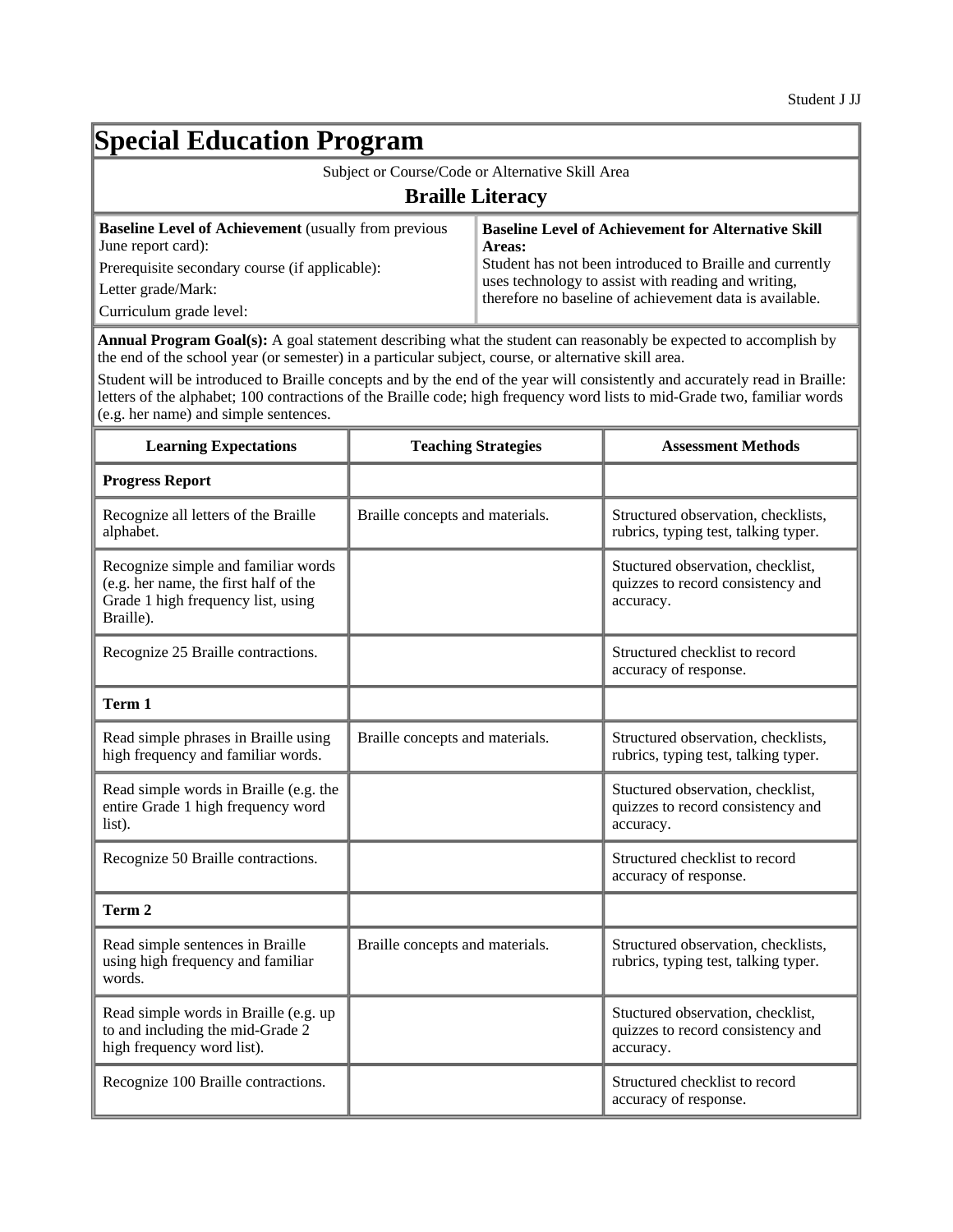# Special Education Program

Subject or Course/Code or Alternative Skill Area

## Braille Literacy

| **Baseline Level of Achievement** (usually from previous June report card): | **Baseline Level of Achievement for Alternative Skill Areas:** |
|---|---|
| Prerequisite secondary course (if applicable): | Student has not been introduced to Braille and currently uses technology to assist with reading and writing, therefore no baseline of achievement data is available. |
| Letter grade/Mark: | |
| Curriculum grade level: | |

**Annual Program Goal(s):** A goal statement describing what the student can reasonably be expected to accomplish by the end of the school year (or semester) in a particular subject, course, or alternative skill area.

Student will be introduced to Braille concepts and by the end of the year will consistently and accurately read in Braille: letters of the alphabet; 100 contractions of the Braille code; high frequency word lists to mid-Grade two, familiar words (e.g. her name) and simple sentences.

| Learning Expectations | Teaching Strategies | Assessment Methods |
|---|---|---|
| **Progress Report** | | |
| Recognize all letters of the Braille alphabet. | Braille concepts and materials. | Structured observation, checklists, rubrics, typing test, talking typer. |
| Recognize simple and familiar words (e.g. her name, the first half of the Grade 1 high frequency list, using Braille). | | Stuctured observation, checklist, quizzes to record consistency and accuracy. |
| Recognize 25 Braille contractions. | | Structured checklist to record accuracy of response. |
| **Term 1** | | |
| Read simple phrases in Braille using high frequency and familiar words. | Braille concepts and materials. | Structured observation, checklists, rubrics, typing test, talking typer. |
| Read simple words in Braille (e.g. the entire Grade 1 high frequency word list). | | Stuctured observation, checklist, quizzes to record consistency and accuracy. |
| Recognize 50 Braille contractions. | | Structured checklist to record accuracy of response. |
| **Term 2** | | |
| Read simple sentences in Braille using high frequency and familiar words. | Braille concepts and materials. | Structured observation, checklists, rubrics, typing test, talking typer. |
| Read simple words in Braille (e.g. up to and including the mid-Grade 2 high frequency word list). | | Stuctured observation, checklist, quizzes to record consistency and accuracy. |
| Recognize 100 Braille contractions. | | Structured checklist to record accuracy of response. |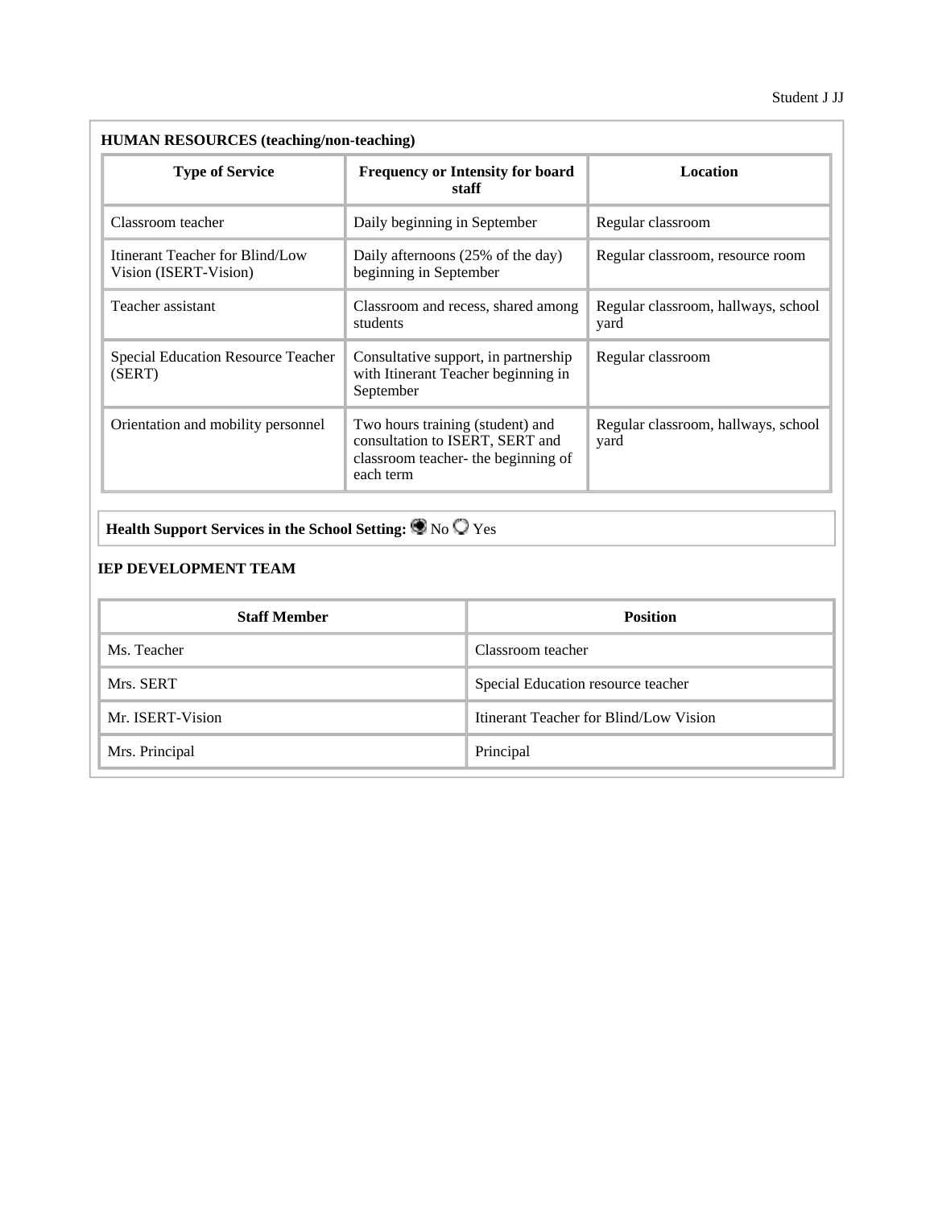**HUMAN RESOURCES (teaching/non-teaching)**

| Type of Service | Frequency or Intensity for board staff | Location |
|---|---|---|
| Classroom teacher | Daily beginning in September | Regular classroom |
| Itinerant Teacher for Blind/Low Vision (ISERT-Vision) | Daily afternoons (25% of the day) beginning in September | Regular classroom, resource room |
| Teacher assistant | Classroom and recess, shared among students | Regular classroom, hallways, school yard |
| Special Education Resource Teacher (SERT) | Consultative support, in partnership with Itinerant Teacher beginning in September | Regular classroom |
| Orientation and mobility personnel | Two hours training (student) and consultation to ISERT, SERT and classroom teacher- the beginning of each term | Regular classroom, hallways, school yard |

**Health Support Services in the School Setting:** ◉ No ○ Yes

**IEP DEVELOPMENT TEAM**

| Staff Member | Position |
|---|---|
| Ms. Teacher | Classroom teacher |
| Mrs. SERT | Special Education resource teacher |
| Mr. ISERT-Vision | Itinerant Teacher for Blind/Low Vision |
| Mrs. Principal | Principal |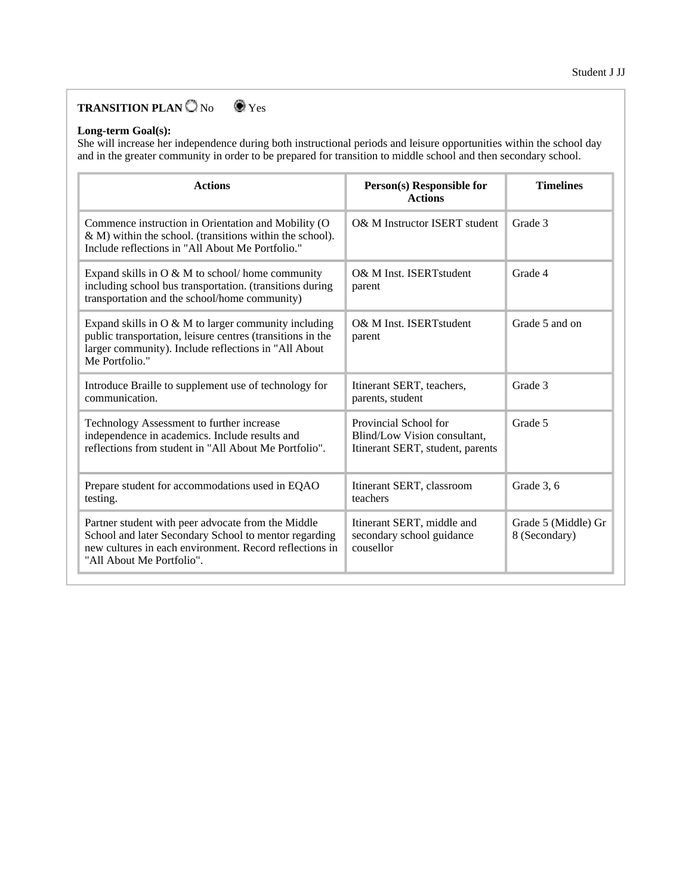**TRANSITION PLAN** ○ No ◉ Yes

**Long-term Goal(s):**
She will increase her independence during both instructional periods and leisure opportunities within the school day and in the greater community in order to be prepared for transition to middle school and then secondary school.

| Actions | Person(s) Responsible for Actions | Timelines |
|---|---|---|
| Commence instruction in Orientation and Mobility (O & M) within the school. (transitions within the school). Include reflections in "All About Me Portfolio." | O& M Instructor ISERT student | Grade 3 |
| Expand skills in O & M to school/ home community including school bus transportation. (transitions during transportation and the school/home community) | O& M Inst. ISERTstudent parent | Grade 4 |
| Expand skills in O & M to larger community including public transportation, leisure centres (transitions in the larger community). Include reflections in "All About Me Portfolio." | O& M Inst. ISERTstudent parent | Grade 5 and on |
| Introduce Braille to supplement use of technology for communication. | Itinerant SERT, teachers, parents, student | Grade 3 |
| Technology Assessment to further increase independence in academics. Include results and reflections from student in "All About Me Portfolio". | Provincial School for Blind/Low Vision consultant, Itinerant SERT, student, parents | Grade 5 |
| Prepare student for accommodations used in EQAO testing. | Itinerant SERT, classroom teachers | Grade 3, 6 |
| Partner student with peer advocate from the Middle School and later Secondary School to mentor regarding new cultures in each environment. Record reflections in "All About Me Portfolio". | Itinerant SERT, middle and secondary school guidance cousellor | Grade 5 (Middle) Gr 8 (Secondary) |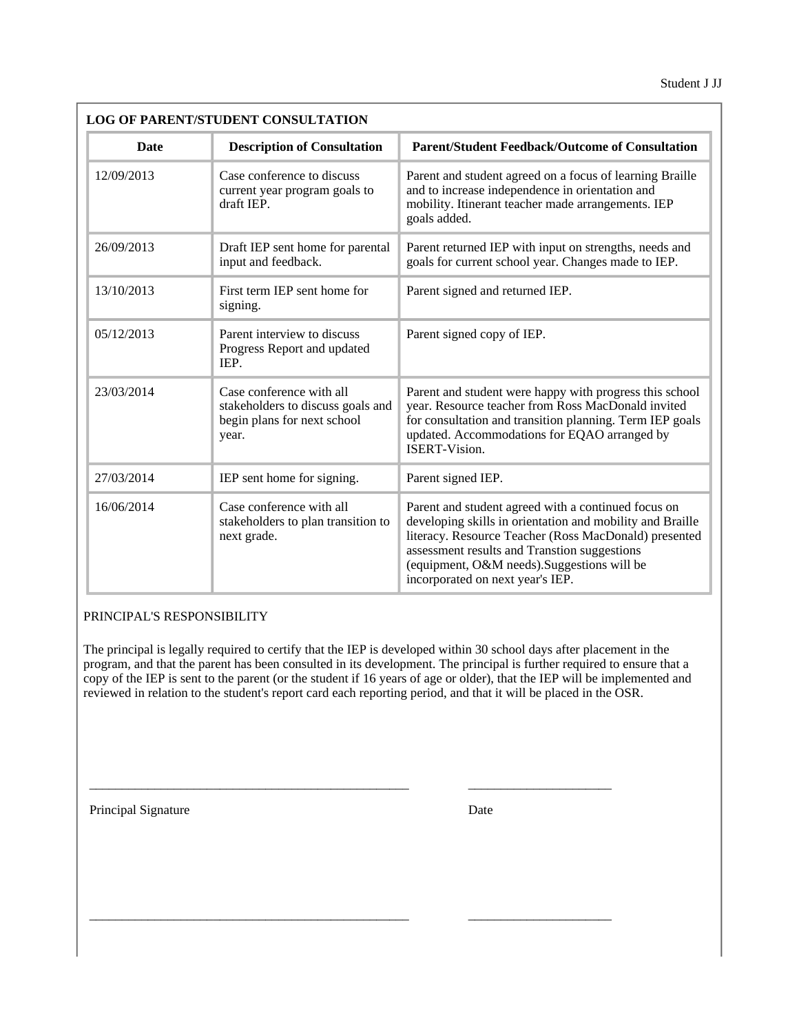## LOG OF PARENT/STUDENT CONSULTATION

| Date | Description of Consultation | Parent/Student Feedback/Outcome of Consultation |
|---|---|---|
| 12/09/2013 | Case conference to discuss current year program goals to draft IEP. | Parent and student agreed on a focus of learning Braille and to increase independence in orientation and mobility. Itinerant teacher made arrangements. IEP goals added. |
| 26/09/2013 | Draft IEP sent home for parental input and feedback. | Parent returned IEP with input on strengths, needs and goals for current school year. Changes made to IEP. |
| 13/10/2013 | First term IEP sent home for signing. | Parent signed and returned IEP. |
| 05/12/2013 | Parent interview to discuss Progress Report and updated IEP. | Parent signed copy of IEP. |
| 23/03/2014 | Case conference with all stakeholders to discuss goals and begin plans for next school year. | Parent and student were happy with progress this school year. Resource teacher from Ross MacDonald invited for consultation and transition planning. Term IEP goals updated. Accommodations for EQAO arranged by ISERT-Vision. |
| 27/03/2014 | IEP sent home for signing. | Parent signed IEP. |
| 16/06/2014 | Case conference with all stakeholders to plan transition to next grade. | Parent and student agreed with a continued focus on developing skills in orientation and mobility and Braille literacy. Resource Teacher (Ross MacDonald) presented assessment results and Transtion suggestions (equipment, O&M needs).Suggestions will be incorporated on next year's IEP. |

PRINCIPAL'S RESPONSIBILITY

The principal is legally required to certify that the IEP is developed within 30 school days after placement in the program, and that the parent has been consulted in its development. The principal is further required to ensure that a copy of the IEP is sent to the parent (or the student if 16 years of age or older), that the IEP will be implemented and reviewed in relation to the student's report card each reporting period, and that it will be placed in the OSR.

\_\_\_\_\_\_\_\_\_\_\_\_\_\_\_\_\_\_\_\_\_\_\_\_\_\_\_\_\_\_\_\_\_\_\_\_\_\_\_\_ \_\_\_\_\_\_\_\_\_\_\_\_\_\_\_\_\_\_\_\_

Principal Signature Date

\_\_\_\_\_\_\_\_\_\_\_\_\_\_\_\_\_\_\_\_\_\_\_\_\_\_\_\_\_\_\_\_\_\_\_\_\_\_\_\_ \_\_\_\_\_\_\_\_\_\_\_\_\_\_\_\_\_\_\_\_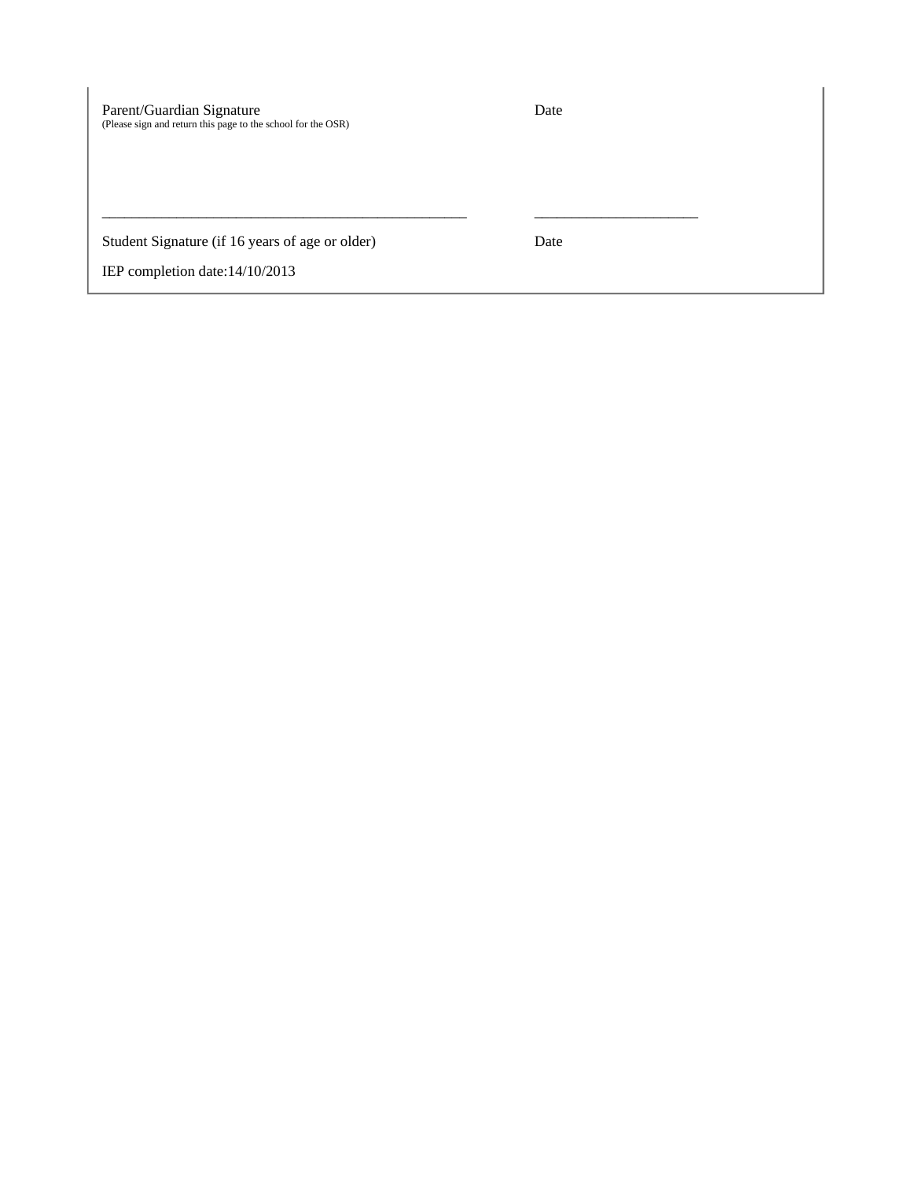Parent/Guardian Signature
(Please sign and return this page to the school for the OSR)

Date

\_\_\_\_\_\_\_\_\_\_\_\_\_\_\_\_\_\_\_\_\_\_\_\_\_\_\_\_\_\_\_\_\_\_\_\_\_\_\_\_\_\_\_\_\_\_\_\_\_\_ \_\_\_\_\_\_\_\_\_\_\_\_\_\_\_\_\_\_\_\_\_\_\_

Student Signature (if 16 years of age or older)

Date

IEP completion date:14/10/2013